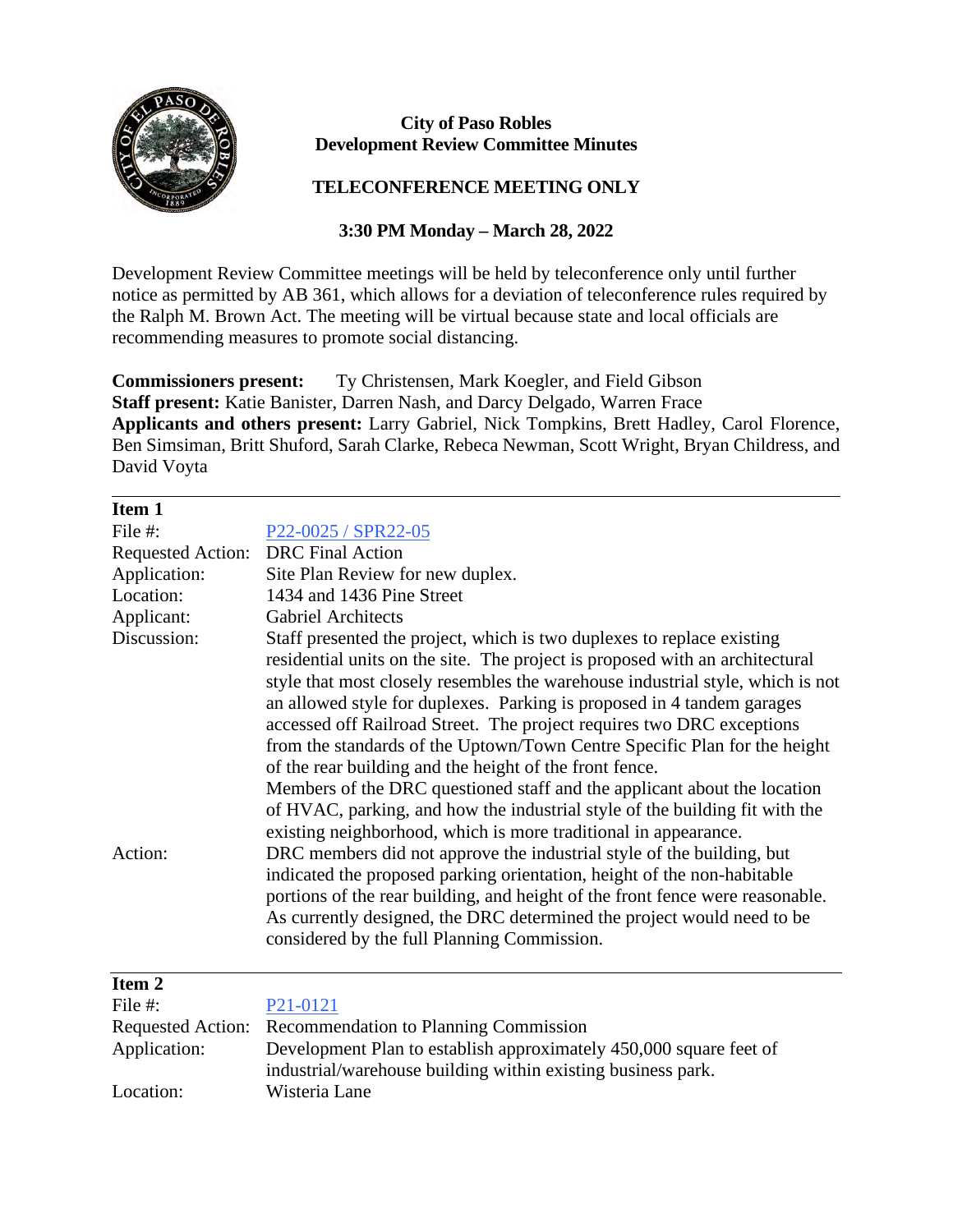**City of Paso Robles**
**Development Review Committee Minutes**

**TELECONFERENCE MEETING ONLY**

**3:30 PM Monday – March 28, 2022**

Development Review Committee meetings will be held by teleconference only until further notice as permitted by AB 361, which allows for a deviation of teleconference rules required by the Ralph M. Brown Act. The meeting will be virtual because state and local officials are recommending measures to promote social distancing.

**Commissioners present:** Ty Christensen, Mark Koegler, and Field Gibson
**Staff present:** Katie Banister, Darren Nash, and Darcy Delgado, Warren Frace
**Applicants and others present:** Larry Gabriel, Nick Tompkins, Brett Hadley, Carol Florence, Ben Simsiman, Britt Shuford, Sarah Clarke, Rebeca Newman, Scott Wright, Bryan Childress, and David Voyta

---

**Item 1**

| | |
|---|---|
| File #: | P22-0025 / SPR22-05 |
| Requested Action: | DRC Final Action |
| Application: | Site Plan Review for new duplex. |
| Location: | 1434 and 1436 Pine Street |
| Applicant: | Gabriel Architects |
| Discussion: | Staff presented the project, which is two duplexes to replace existing residential units on the site. The project is proposed with an architectural style that most closely resembles the warehouse industrial style, which is not an allowed style for duplexes. Parking is proposed in 4 tandem garages accessed off Railroad Street. The project requires two DRC exceptions from the standards of the Uptown/Town Centre Specific Plan for the height of the rear building and the height of the front fence. Members of the DRC questioned staff and the applicant about the location of HVAC, parking, and how the industrial style of the building fit with the existing neighborhood, which is more traditional in appearance. |
| Action: | DRC members did not approve the industrial style of the building, but indicated the proposed parking orientation, height of the non-habitable portions of the rear building, and height of the front fence were reasonable. As currently designed, the DRC determined the project would need to be considered by the full Planning Commission. |

---

**Item 2**

| | |
|---|---|
| File #: | P21-0121 |
| Requested Action: | Recommendation to Planning Commission |
| Application: | Development Plan to establish approximately 450,000 square feet of industrial/warehouse building within existing business park. |
| Location: | Wisteria Lane |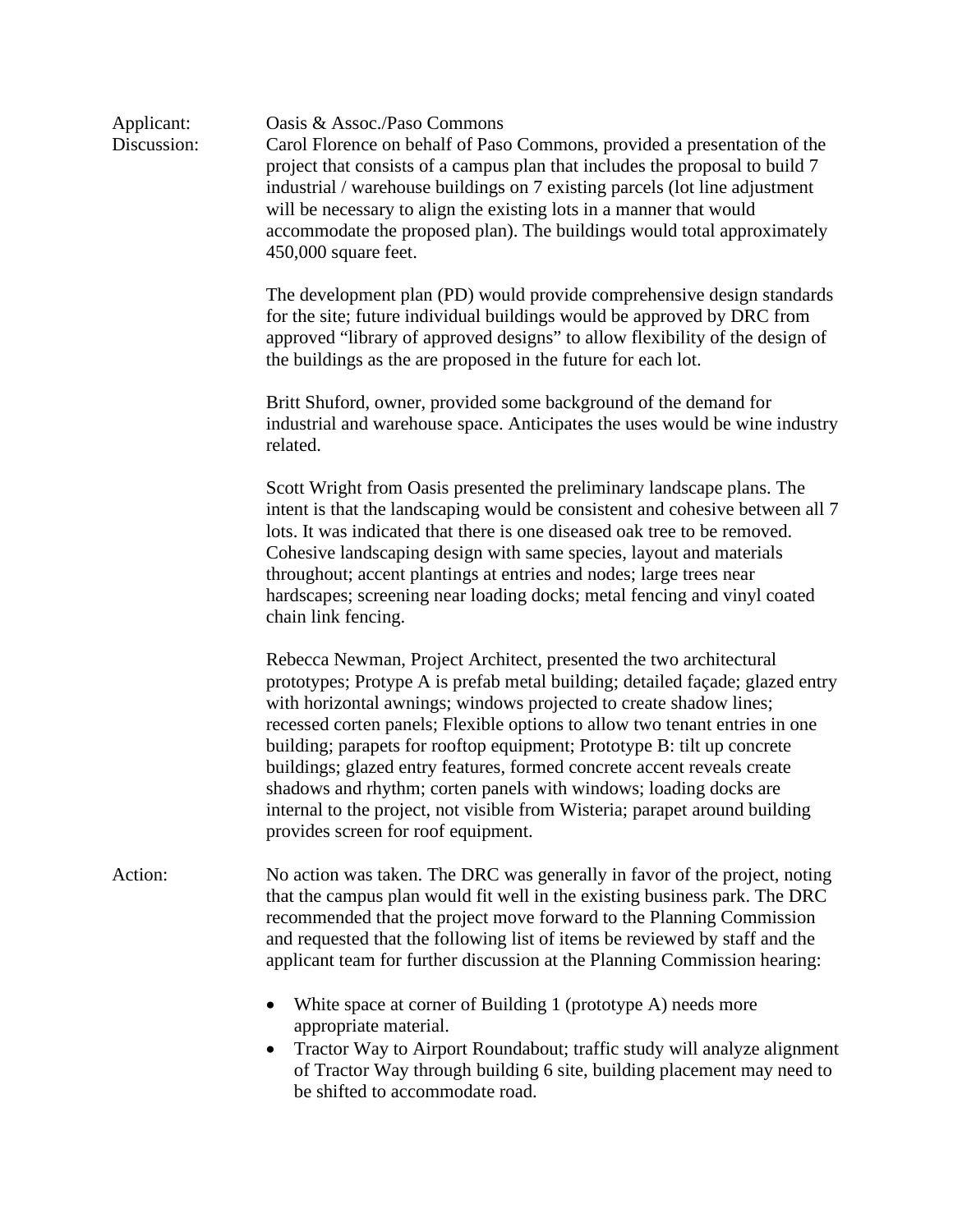Applicant: Oasis & Assoc./Paso Commons

Discussion: Carol Florence on behalf of Paso Commons, provided a presentation of the project that consists of a campus plan that includes the proposal to build 7 industrial / warehouse buildings on 7 existing parcels (lot line adjustment will be necessary to align the existing lots in a manner that would accommodate the proposed plan). The buildings would total approximately 450,000 square feet.

The development plan (PD) would provide comprehensive design standards for the site; future individual buildings would be approved by DRC from approved "library of approved designs" to allow flexibility of the design of the buildings as the are proposed in the future for each lot.

Britt Shuford, owner, provided some background of the demand for industrial and warehouse space. Anticipates the uses would be wine industry related.

Scott Wright from Oasis presented the preliminary landscape plans. The intent is that the landscaping would be consistent and cohesive between all 7 lots. It was indicated that there is one diseased oak tree to be removed. Cohesive landscaping design with same species, layout and materials throughout; accent plantings at entries and nodes; large trees near hardscapes; screening near loading docks; metal fencing and vinyl coated chain link fencing.

Rebecca Newman, Project Architect, presented the two architectural prototypes; Protype A is prefab metal building; detailed façade; glazed entry with horizontal awnings; windows projected to create shadow lines; recessed corten panels; Flexible options to allow two tenant entries in one building; parapets for rooftop equipment; Prototype B: tilt up concrete buildings; glazed entry features, formed concrete accent reveals create shadows and rhythm; corten panels with windows; loading docks are internal to the project, not visible from Wisteria; parapet around building provides screen for roof equipment.

Action: No action was taken. The DRC was generally in favor of the project, noting that the campus plan would fit well in the existing business park. The DRC recommended that the project move forward to the Planning Commission and requested that the following list of items be reviewed by staff and the applicant team for further discussion at the Planning Commission hearing:

- White space at corner of Building 1 (prototype A) needs more appropriate material.
- Tractor Way to Airport Roundabout; traffic study will analyze alignment of Tractor Way through building 6 site, building placement may need to be shifted to accommodate road.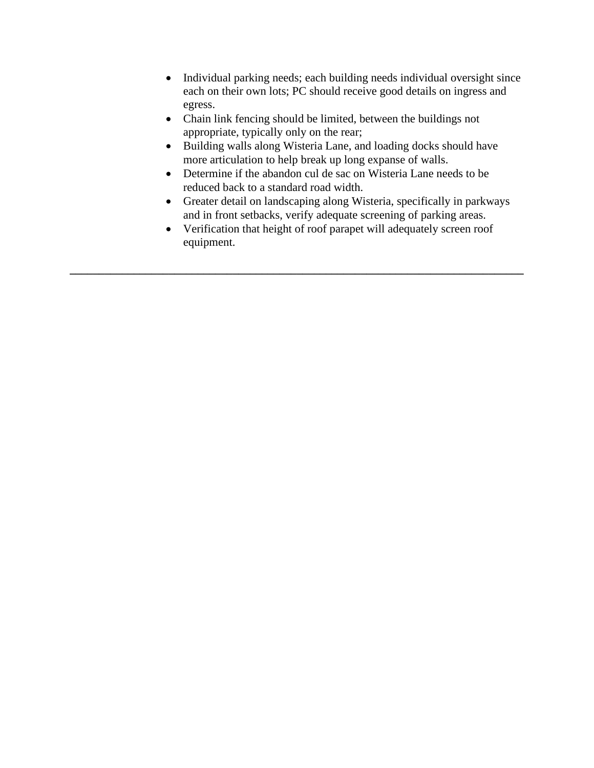- Individual parking needs; each building needs individual oversight since each on their own lots; PC should receive good details on ingress and egress.
- Chain link fencing should be limited, between the buildings not appropriate, typically only on the rear;
- Building walls along Wisteria Lane, and loading docks should have more articulation to help break up long expanse of walls.
- Determine if the abandon cul de sac on Wisteria Lane needs to be reduced back to a standard road width.
- Greater detail on landscaping along Wisteria, specifically in parkways and in front setbacks, verify adequate screening of parking areas.
- Verification that height of roof parapet will adequately screen roof equipment.

---